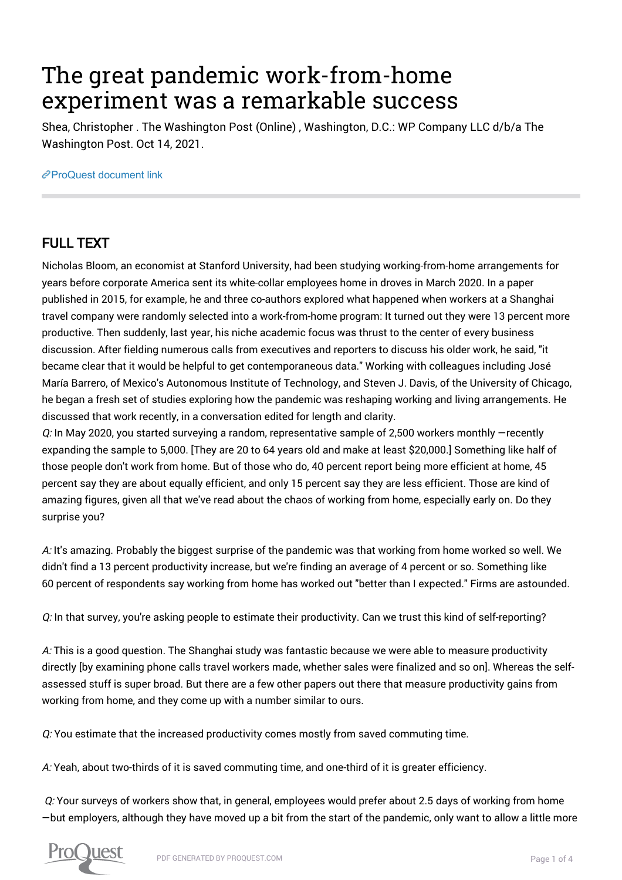# The great pandemic work-from-home experiment was a remarkable success

Shea, Christopher . The Washington Post (Online) , Washington, D.C.: WP Company LLC d/b/a The Washington Post. Oct 14, 2021.

ProQuest document link

## FULL TEXT

Nicholas Bloom, an economist at Stanford University, had been studying working-from-home arrangements for years before corporate America sent its white-collar employees home in droves in March 2020. In a paper published in 2015, for example, he and three co-authors explored what happened when workers at a Shanghai travel company were randomly selected into a work-from-home program: It turned out they were 13 percent more productive. Then suddenly, last year, his niche academic focus was thrust to the center of every business discussion. After fielding numerous calls from executives and reporters to discuss his older work, he said, "it became clear that it would be helpful to get contemporaneous data." Working with colleagues including José María Barrero, of Mexico's Autonomous Institute of Technology, and Steven J. Davis, of the University of Chicago, he began a fresh set of studies exploring how the pandemic was reshaping working and living arrangements. He discussed that work recently, in a conversation edited for length and clarity.

*Q:* In May 2020, you started surveying a random, representative sample of 2,500 workers monthly —recently expanding the sample to 5,000. [They are 20 to 64 years old and make at least $20,000.] Something like half of those people don't work from home. But of those who do, 40 percent report being more efficient at home, 45 percent say they are about equally efficient, and only 15 percent say they are less efficient. Those are kind of amazing figures, given all that we've read about the chaos of working from home, especially early on. Do they surprise you?

*A:* It's amazing. Probably the biggest surprise of the pandemic was that working from home worked so well. We didn't find a 13 percent productivity increase, but we're finding an average of 4 percent or so. Something like 60 percent of respondents say working from home has worked out "better than I expected." Firms are astounded.

*Q:* In that survey, you're asking people to estimate their productivity. Can we trust this kind of self-reporting?

*A:* This is a good question. The Shanghai study was fantastic because we were able to measure productivity directly [by examining phone calls travel workers made, whether sales were finalized and so on]. Whereas the self-assessed stuff is super broad. But there are a few other papers out there that measure productivity gains from working from home, and they come up with a number similar to ours.

*Q:* You estimate that the increased productivity comes mostly from saved commuting time.

*A:* Yeah, about two-thirds of it is saved commuting time, and one-third of it is greater efficiency.

*Q:* Your surveys of workers show that, in general, employees would prefer about 2.5 days of working from home —but employers, although they have moved up a bit from the start of the pandemic, only want to allow a little more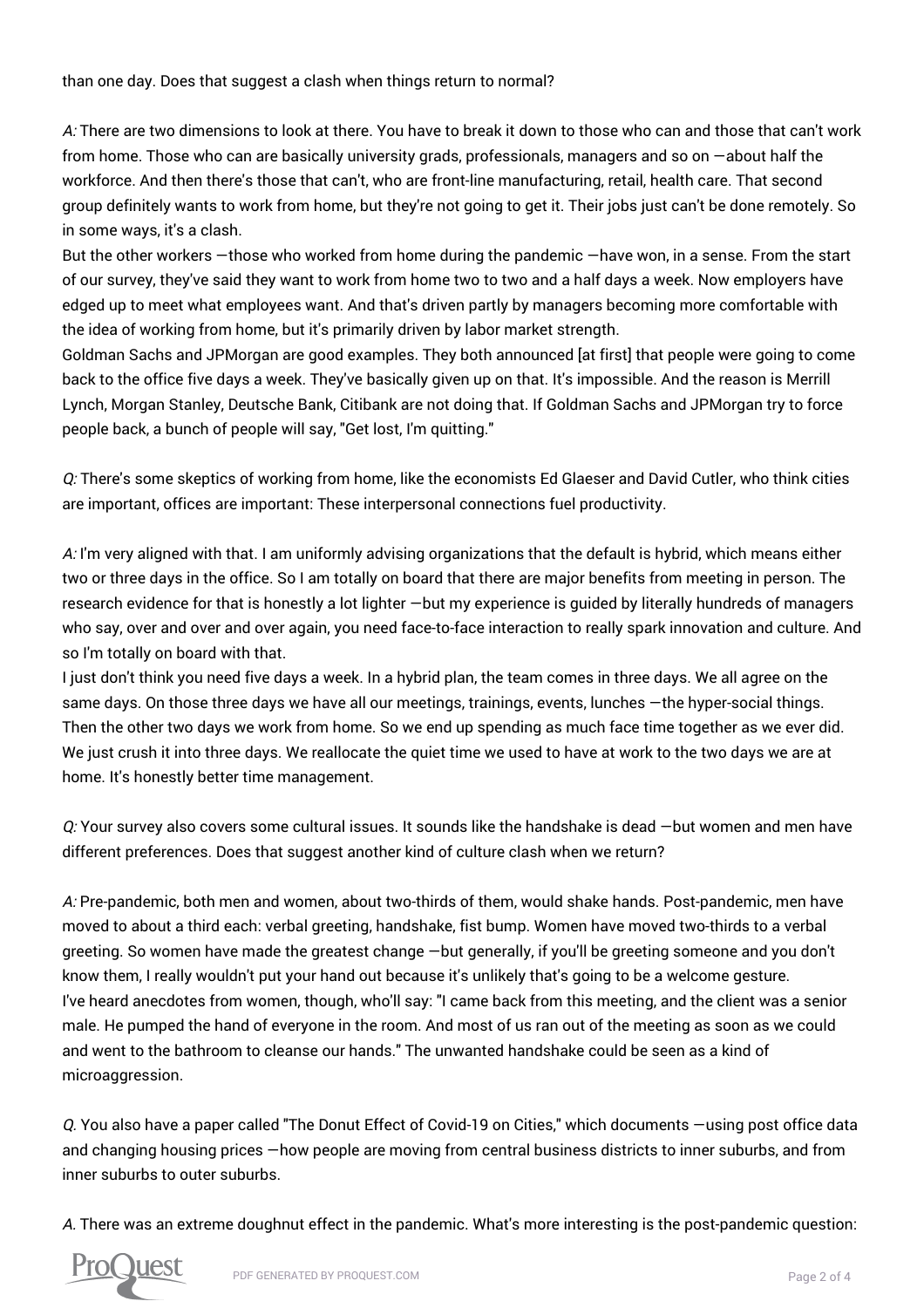than one day. Does that suggest a clash when things return to normal?

*A:* There are two dimensions to look at there. You have to break it down to those who can and those that can't work from home. Those who can are basically university grads, professionals, managers and so on —about half the workforce. And then there's those that can't, who are front-line manufacturing, retail, health care. That second group definitely wants to work from home, but they're not going to get it. Their jobs just can't be done remotely. So in some ways, it's a clash.

But the other workers —those who worked from home during the pandemic —have won, in a sense. From the start of our survey, they've said they want to work from home two to two and a half days a week. Now employers have edged up to meet what employees want. And that's driven partly by managers becoming more comfortable with the idea of working from home, but it's primarily driven by labor market strength.

Goldman Sachs and JPMorgan are good examples. They both announced [at first] that people were going to come back to the office five days a week. They've basically given up on that. It's impossible. And the reason is Merrill Lynch, Morgan Stanley, Deutsche Bank, Citibank are not doing that. If Goldman Sachs and JPMorgan try to force people back, a bunch of people will say, "Get lost, I'm quitting."

*Q:* There's some skeptics of working from home, like the economists Ed Glaeser and David Cutler, who think cities are important, offices are important: These interpersonal connections fuel productivity.

*A:* I'm very aligned with that. I am uniformly advising organizations that the default is hybrid, which means either two or three days in the office. So I am totally on board that there are major benefits from meeting in person. The research evidence for that is honestly a lot lighter —but my experience is guided by literally hundreds of managers who say, over and over and over again, you need face-to-face interaction to really spark innovation and culture. And so I'm totally on board with that.

I just don't think you need five days a week. In a hybrid plan, the team comes in three days. We all agree on the same days. On those three days we have all our meetings, trainings, events, lunches —the hyper-social things. Then the other two days we work from home. So we end up spending as much face time together as we ever did. We just crush it into three days. We reallocate the quiet time we used to have at work to the two days we are at home. It's honestly better time management.

*Q:* Your survey also covers some cultural issues. It sounds like the handshake is dead —but women and men have different preferences. Does that suggest another kind of culture clash when we return?

*A:* Pre-pandemic, both men and women, about two-thirds of them, would shake hands. Post-pandemic, men have moved to about a third each: verbal greeting, handshake, fist bump. Women have moved two-thirds to a verbal greeting. So women have made the greatest change —but generally, if you'll be greeting someone and you don't know them, I really wouldn't put your hand out because it's unlikely that's going to be a welcome gesture.

I've heard anecdotes from women, though, who'll say: "I came back from this meeting, and the client was a senior male. He pumped the hand of everyone in the room. And most of us ran out of the meeting as soon as we could and went to the bathroom to cleanse our hands." The unwanted handshake could be seen as a kind of microaggression.

*Q.* You also have a paper called "The Donut Effect of Covid-19 on Cities," which documents —using post office data and changing housing prices —how people are moving from central business districts to inner suburbs, and from inner suburbs to outer suburbs.

*A.* There was an extreme doughnut effect in the pandemic. What's more interesting is the post-pandemic question: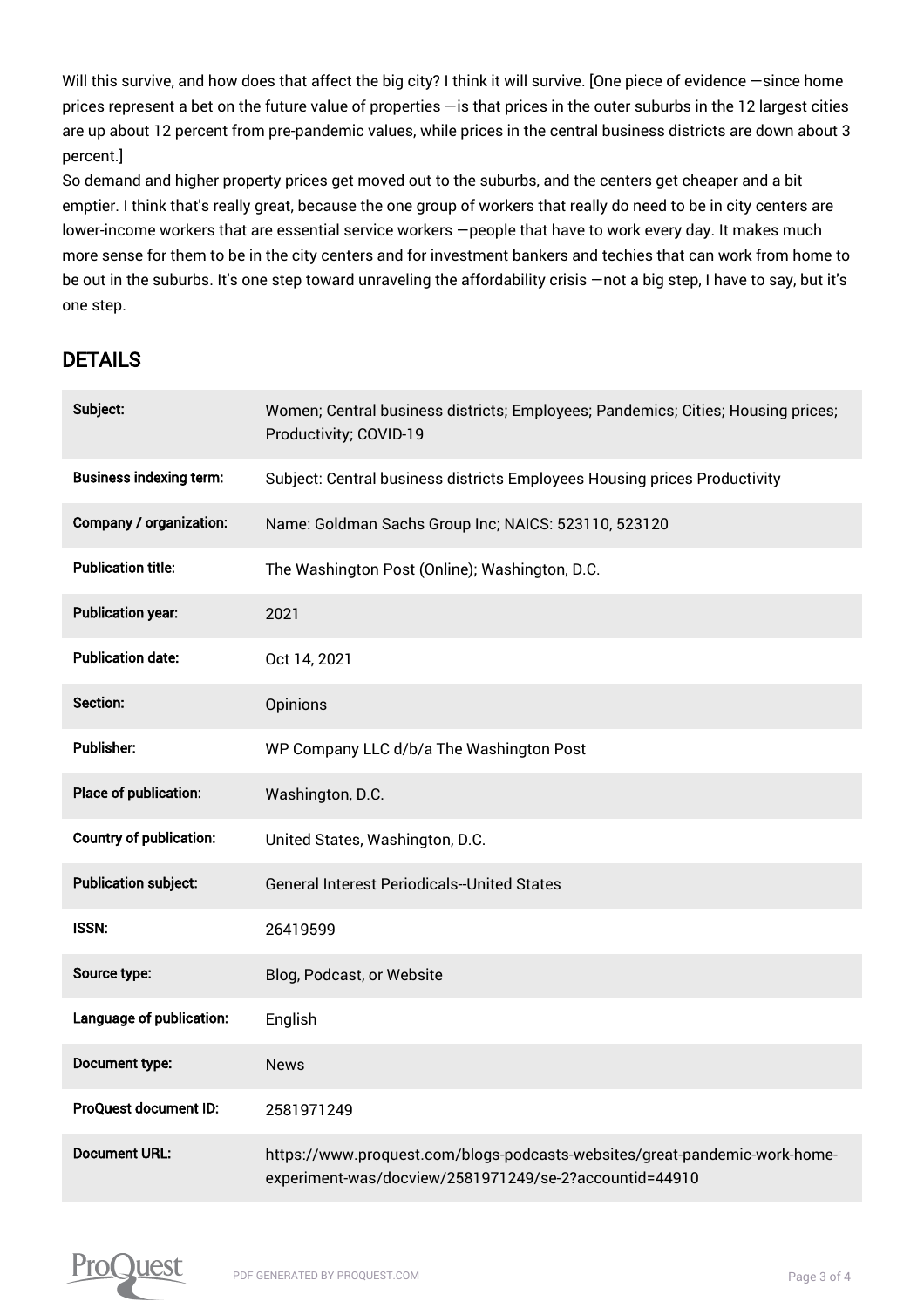Will this survive, and how does that affect the big city? I think it will survive. [One piece of evidence —since home prices represent a bet on the future value of properties —is that prices in the outer suburbs in the 12 largest cities are up about 12 percent from pre-pandemic values, while prices in the central business districts are down about 3 percent.]

So demand and higher property prices get moved out to the suburbs, and the centers get cheaper and a bit emptier. I think that's really great, because the one group of workers that really do need to be in city centers are lower-income workers that are essential service workers —people that have to work every day. It makes much more sense for them to be in the city centers and for investment bankers and techies that can work from home to be out in the suburbs. It's one step toward unraveling the affordability crisis —not a big step, I have to say, but it's one step.

## DETAILS

| | |
|---|---|
| **Subject:** | Women; Central business districts; Employees; Pandemics; Cities; Housing prices; Productivity; COVID-19 |
| **Business indexing term:** | Subject: Central business districts Employees Housing prices Productivity |
| **Company / organization:** | Name: Goldman Sachs Group Inc; NAICS: 523110, 523120 |
| **Publication title:** | The Washington Post (Online); Washington, D.C. |
| **Publication year:** | 2021 |
| **Publication date:** | Oct 14, 2021 |
| **Section:** | Opinions |
| **Publisher:** | WP Company LLC d/b/a The Washington Post |
| **Place of publication:** | Washington, D.C. |
| **Country of publication:** | United States, Washington, D.C. |
| **Publication subject:** | General Interest Periodicals--United States |
| **ISSN:** | 26419599 |
| **Source type:** | Blog, Podcast, or Website |
| **Language of publication:** | English |
| **Document type:** | News |
| **ProQuest document ID:** | 2581971249 |
| **Document URL:** | https://www.proquest.com/blogs-podcasts-websites/great-pandemic-work-home-experiment-was/docview/2581971249/se-2?accountid=44910 |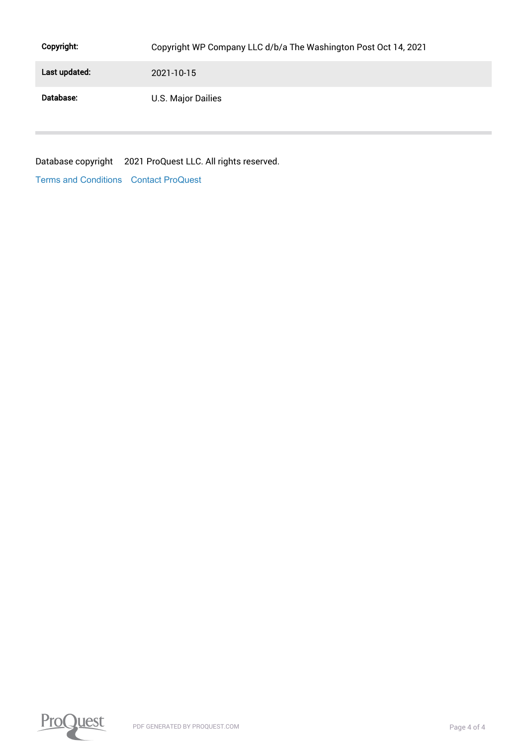| | |
|---|---|
| **Copyright:** | Copyright WP Company LLC d/b/a The Washington Post Oct 14, 2021 |
| **Last updated:** | 2021-10-15 |
| **Database:** | U.S. Major Dailies |

Database copyright 2021 ProQuest LLC. All rights reserved.

Terms and Conditions   Contact ProQuest